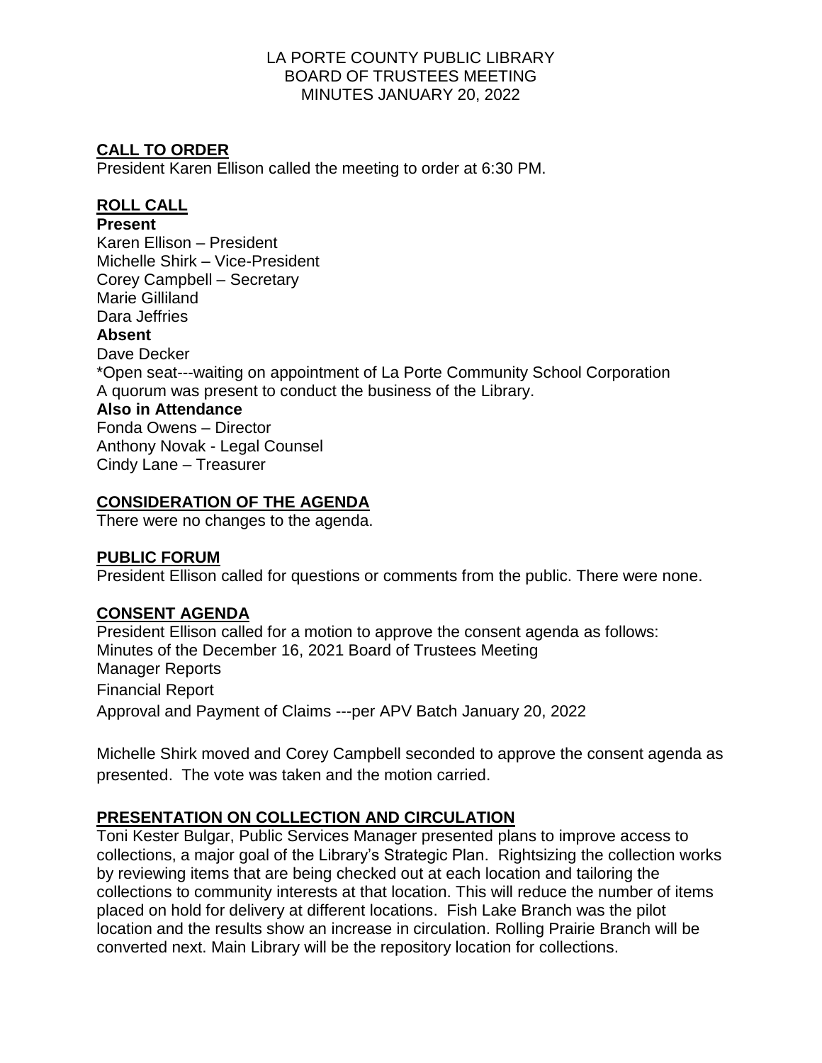LA PORTE COUNTY PUBLIC LIBRARY
BOARD OF TRUSTEES MEETING
MINUTES JANUARY 20, 2022

## CALL TO ORDER

President Karen Ellison called the meeting to order at 6:30 PM.

## ROLL CALL

**Present**

Karen Ellison – President
Michelle Shirk – Vice-President
Corey Campbell – Secretary
Marie Gilliland
Dara Jeffries

**Absent**

Dave Decker
*Open seat---waiting on appointment of La Porte Community School Corporation
A quorum was present to conduct the business of the Library.

**Also in Attendance**

Fonda Owens – Director
Anthony Novak - Legal Counsel
Cindy Lane – Treasurer

## CONSIDERATION OF THE AGENDA

There were no changes to the agenda.

## PUBLIC FORUM

President Ellison called for questions or comments from the public. There were none.

## CONSENT AGENDA

President Ellison called for a motion to approve the consent agenda as follows:
Minutes of the December 16, 2021 Board of Trustees Meeting
Manager Reports
Financial Report
Approval and Payment of Claims ---per APV Batch January 20, 2022

Michelle Shirk moved and Corey Campbell seconded to approve the consent agenda as presented. The vote was taken and the motion carried.

## PRESENTATION ON COLLECTION AND CIRCULATION

Toni Kester Bulgar, Public Services Manager presented plans to improve access to collections, a major goal of the Library's Strategic Plan. Rightsizing the collection works by reviewing items that are being checked out at each location and tailoring the collections to community interests at that location. This will reduce the number of items placed on hold for delivery at different locations. Fish Lake Branch was the pilot location and the results show an increase in circulation. Rolling Prairie Branch will be converted next. Main Library will be the repository location for collections.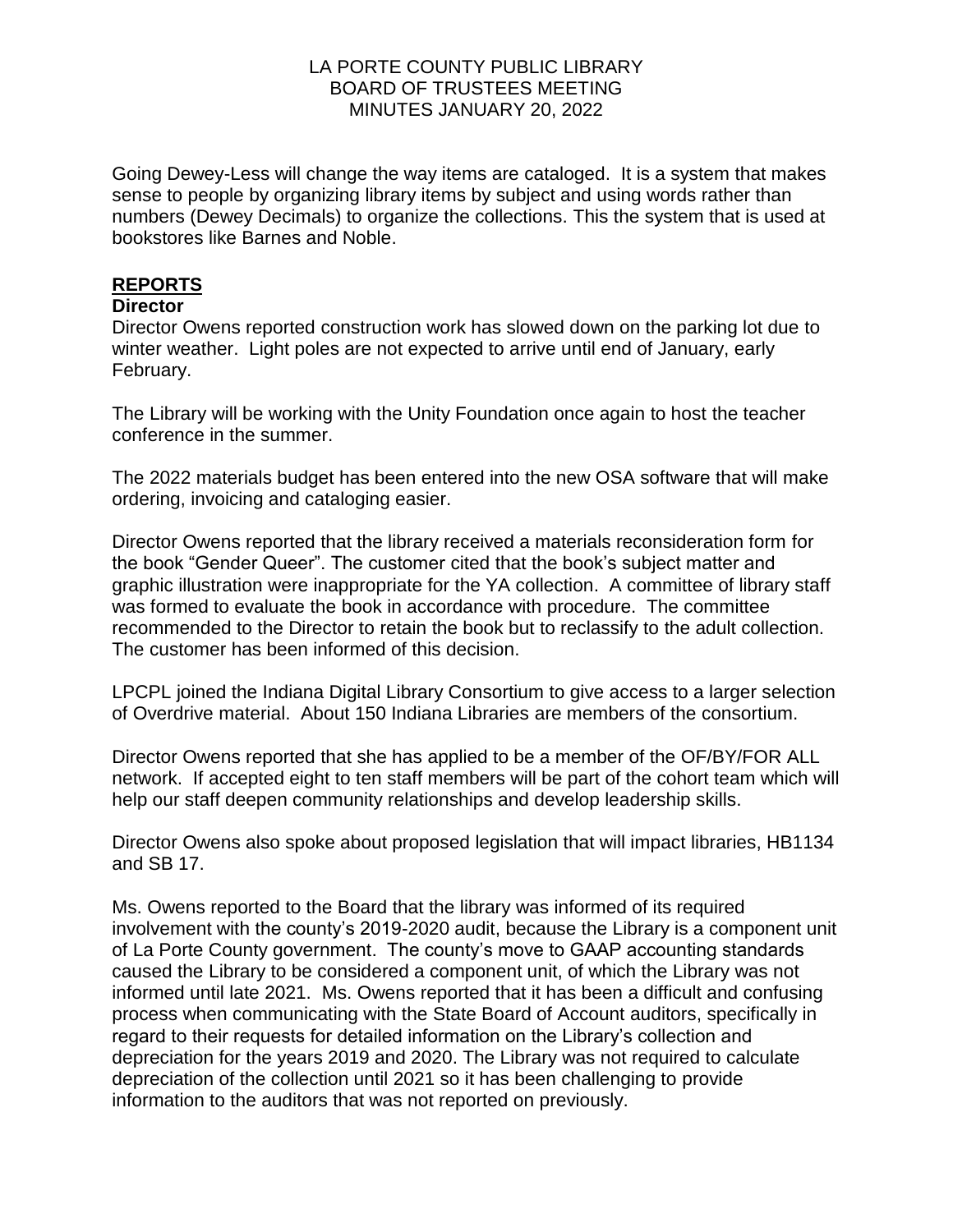Going Dewey-Less will change the way items are cataloged. It is a system that makes sense to people by organizing library items by subject and using words rather than numbers (Dewey Decimals) to organize the collections. This the system that is used at bookstores like Barnes and Noble.

## REPORTS

### Director

Director Owens reported construction work has slowed down on the parking lot due to winter weather. Light poles are not expected to arrive until end of January, early February.

The Library will be working with the Unity Foundation once again to host the teacher conference in the summer.

The 2022 materials budget has been entered into the new OSA software that will make ordering, invoicing and cataloging easier.

Director Owens reported that the library received a materials reconsideration form for the book "Gender Queer". The customer cited that the book's subject matter and graphic illustration were inappropriate for the YA collection. A committee of library staff was formed to evaluate the book in accordance with procedure. The committee recommended to the Director to retain the book but to reclassify to the adult collection. The customer has been informed of this decision.

LPCPL joined the Indiana Digital Library Consortium to give access to a larger selection of Overdrive material. About 150 Indiana Libraries are members of the consortium.

Director Owens reported that she has applied to be a member of the OF/BY/FOR ALL network. If accepted eight to ten staff members will be part of the cohort team which will help our staff deepen community relationships and develop leadership skills.

Director Owens also spoke about proposed legislation that will impact libraries, HB1134 and SB 17.

Ms. Owens reported to the Board that the library was informed of its required involvement with the county's 2019-2020 audit, because the Library is a component unit of La Porte County government. The county's move to GAAP accounting standards caused the Library to be considered a component unit, of which the Library was not informed until late 2021. Ms. Owens reported that it has been a difficult and confusing process when communicating with the State Board of Account auditors, specifically in regard to their requests for detailed information on the Library's collection and depreciation for the years 2019 and 2020. The Library was not required to calculate depreciation of the collection until 2021 so it has been challenging to provide information to the auditors that was not reported on previously.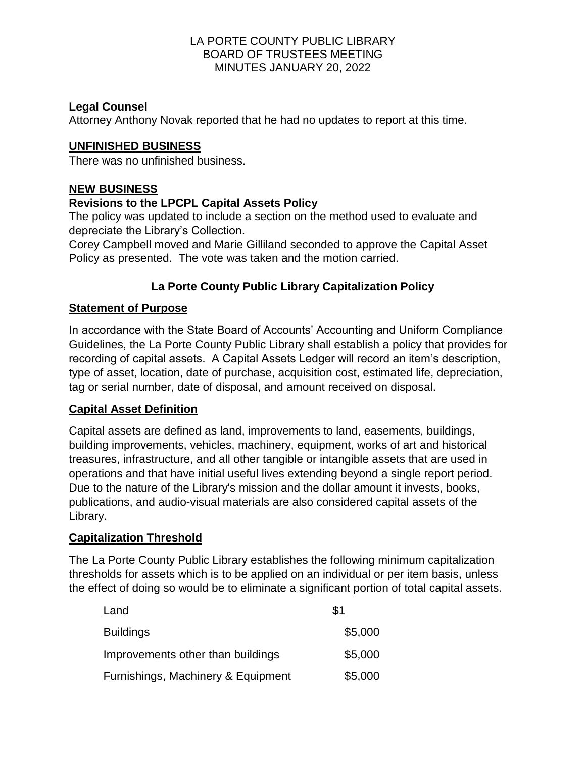LA PORTE COUNTY PUBLIC LIBRARY
BOARD OF TRUSTEES MEETING
MINUTES JANUARY 20, 2022

**Legal Counsel**

Attorney Anthony Novak reported that he had no updates to report at this time.

## UNFINISHED BUSINESS

There was no unfinished business.

## NEW BUSINESS

**Revisions to the LPCPL Capital Assets Policy**

The policy was updated to include a section on the method used to evaluate and depreciate the Library's Collection.

Corey Campbell moved and Marie Gilliland seconded to approve the Capital Asset Policy as presented. The vote was taken and the motion carried.

### La Porte County Public Library Capitalization Policy

**Statement of Purpose**

In accordance with the State Board of Accounts' Accounting and Uniform Compliance Guidelines, the La Porte County Public Library shall establish a policy that provides for recording of capital assets. A Capital Assets Ledger will record an item's description, type of asset, location, date of purchase, acquisition cost, estimated life, depreciation, tag or serial number, date of disposal, and amount received on disposal.

**Capital Asset Definition**

Capital assets are defined as land, improvements to land, easements, buildings, building improvements, vehicles, machinery, equipment, works of art and historical treasures, infrastructure, and all other tangible or intangible assets that are used in operations and that have initial useful lives extending beyond a single report period. Due to the nature of the Library's mission and the dollar amount it invests, books, publications, and audio-visual materials are also considered capital assets of the Library.

**Capitalization Threshold**

The La Porte County Public Library establishes the following minimum capitalization thresholds for assets which is to be applied on an individual or per item basis, unless the effect of doing so would be to eliminate a significant portion of total capital assets.

| | |
|---|---|
| Land | $1 |
| Buildings | $5,000 |
| Improvements other than buildings | $5,000 |
| Furnishings, Machinery & Equipment | $5,000 |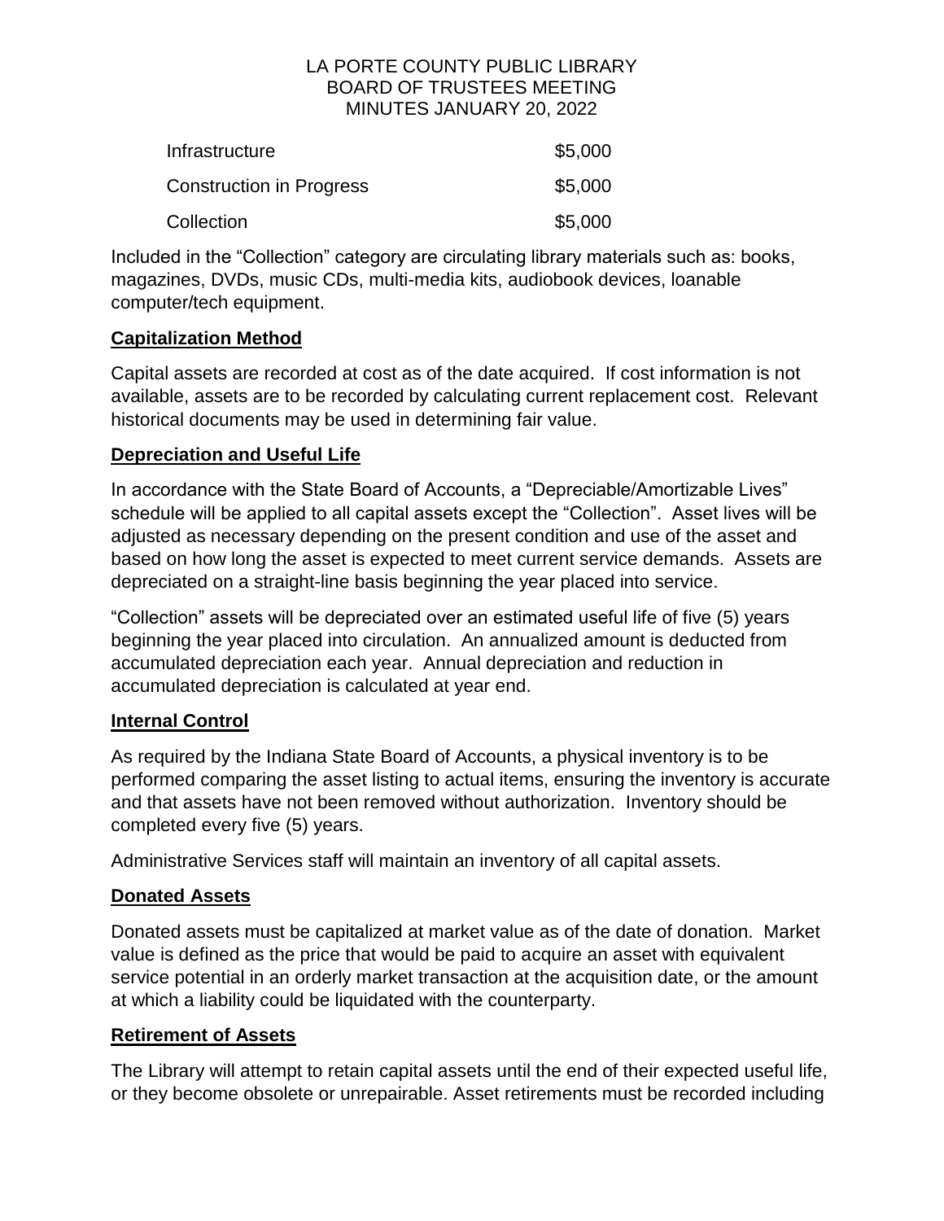| | |
|---|---|
| Infrastructure | \$5,000 |
| Construction in Progress | \$5,000 |
| Collection | \$5,000 |

Included in the "Collection" category are circulating library materials such as: books, magazines, DVDs, music CDs, multi-media kits, audiobook devices, loanable computer/tech equipment.

**Capitalization Method**

Capital assets are recorded at cost as of the date acquired. If cost information is not available, assets are to be recorded by calculating current replacement cost. Relevant historical documents may be used in determining fair value.

**Depreciation and Useful Life**

In accordance with the State Board of Accounts, a "Depreciable/Amortizable Lives" schedule will be applied to all capital assets except the "Collection". Asset lives will be adjusted as necessary depending on the present condition and use of the asset and based on how long the asset is expected to meet current service demands. Assets are depreciated on a straight-line basis beginning the year placed into service.

"Collection" assets will be depreciated over an estimated useful life of five (5) years beginning the year placed into circulation. An annualized amount is deducted from accumulated depreciation each year. Annual depreciation and reduction in accumulated depreciation is calculated at year end.

**Internal Control**

As required by the Indiana State Board of Accounts, a physical inventory is to be performed comparing the asset listing to actual items, ensuring the inventory is accurate and that assets have not been removed without authorization. Inventory should be completed every five (5) years.

Administrative Services staff will maintain an inventory of all capital assets.

**Donated Assets**

Donated assets must be capitalized at market value as of the date of donation. Market value is defined as the price that would be paid to acquire an asset with equivalent service potential in an orderly market transaction at the acquisition date, or the amount at which a liability could be liquidated with the counterparty.

**Retirement of Assets**

The Library will attempt to retain capital assets until the end of their expected useful life, or they become obsolete or unrepairable. Asset retirements must be recorded including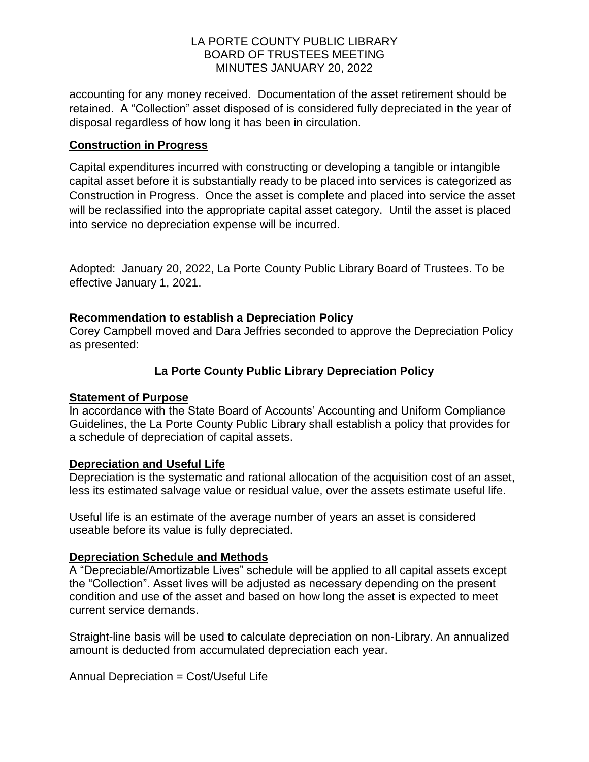accounting for any money received. Documentation of the asset retirement should be retained. A "Collection" asset disposed of is considered fully depreciated in the year of disposal regardless of how long it has been in circulation.

**Construction in Progress**

Capital expenditures incurred with constructing or developing a tangible or intangible capital asset before it is substantially ready to be placed into services is categorized as Construction in Progress. Once the asset is complete and placed into service the asset will be reclassified into the appropriate capital asset category. Until the asset is placed into service no depreciation expense will be incurred.

Adopted: January 20, 2022, La Porte County Public Library Board of Trustees. To be effective January 1, 2021.

**Recommendation to establish a Depreciation Policy**

Corey Campbell moved and Dara Jeffries seconded to approve the Depreciation Policy as presented:

## La Porte County Public Library Depreciation Policy

**Statement of Purpose**

In accordance with the State Board of Accounts' Accounting and Uniform Compliance Guidelines, the La Porte County Public Library shall establish a policy that provides for a schedule of depreciation of capital assets.

**Depreciation and Useful Life**

Depreciation is the systematic and rational allocation of the acquisition cost of an asset, less its estimated salvage value or residual value, over the assets estimate useful life.

Useful life is an estimate of the average number of years an asset is considered useable before its value is fully depreciated.

**Depreciation Schedule and Methods**

A "Depreciable/Amortizable Lives" schedule will be applied to all capital assets except the "Collection". Asset lives will be adjusted as necessary depending on the present condition and use of the asset and based on how long the asset is expected to meet current service demands.

Straight-line basis will be used to calculate depreciation on non-Library. An annualized amount is deducted from accumulated depreciation each year.

Annual Depreciation = Cost/Useful Life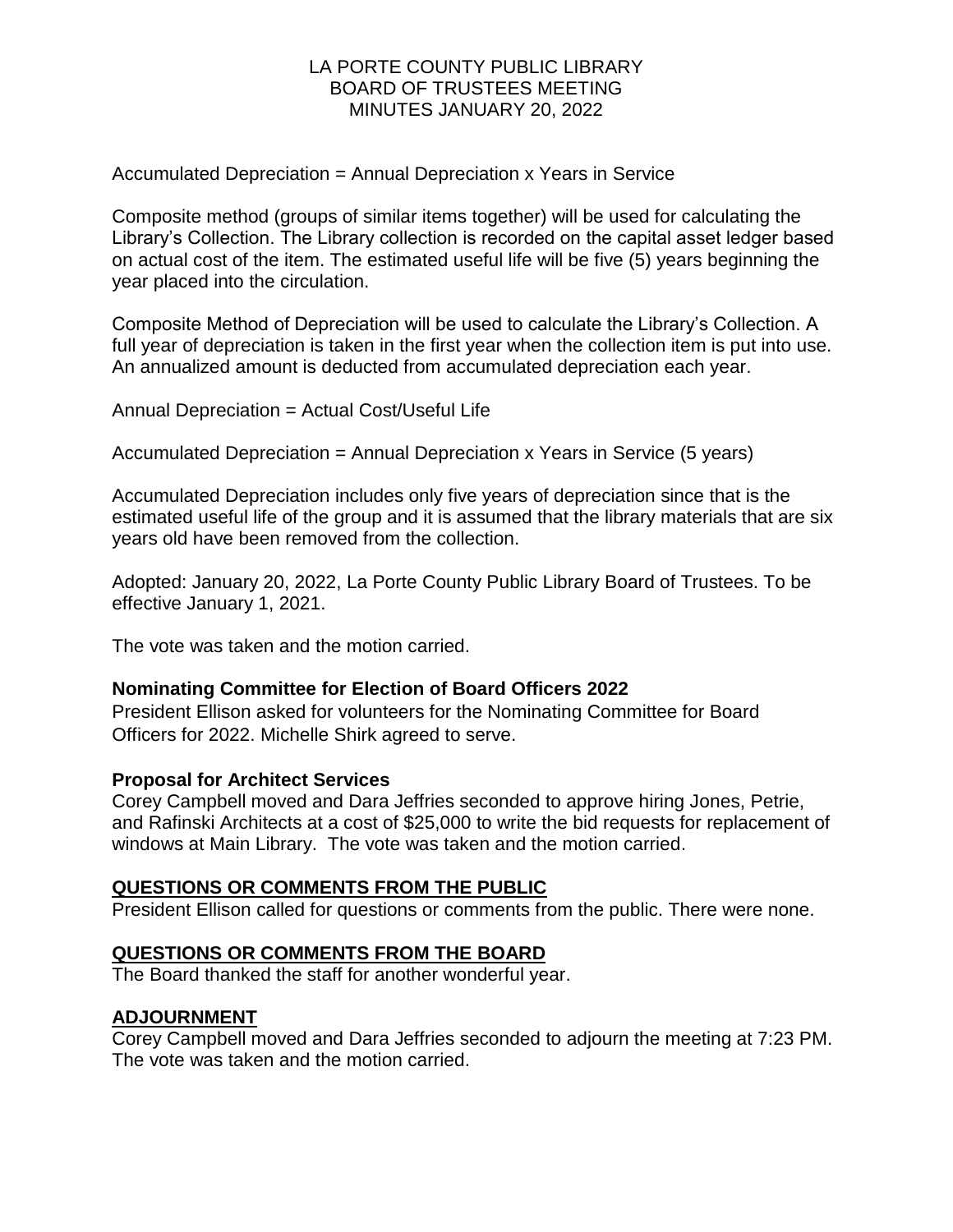Accumulated Depreciation = Annual Depreciation x Years in Service

Composite method (groups of similar items together) will be used for calculating the Library's Collection. The Library collection is recorded on the capital asset ledger based on actual cost of the item. The estimated useful life will be five (5) years beginning the year placed into the circulation.

Composite Method of Depreciation will be used to calculate the Library's Collection. A full year of depreciation is taken in the first year when the collection item is put into use. An annualized amount is deducted from accumulated depreciation each year.

Annual Depreciation = Actual Cost/Useful Life

Accumulated Depreciation = Annual Depreciation x Years in Service (5 years)

Accumulated Depreciation includes only five years of depreciation since that is the estimated useful life of the group and it is assumed that the library materials that are six years old have been removed from the collection.

Adopted: January 20, 2022, La Porte County Public Library Board of Trustees. To be effective January 1, 2021.

The vote was taken and the motion carried.

**Nominating Committee for Election of Board Officers 2022**

President Ellison asked for volunteers for the Nominating Committee for Board Officers for 2022. Michelle Shirk agreed to serve.

**Proposal for Architect Services**

Corey Campbell moved and Dara Jeffries seconded to approve hiring Jones, Petrie, and Rafinski Architects at a cost of $25,000 to write the bid requests for replacement of windows at Main Library. The vote was taken and the motion carried.

## QUESTIONS OR COMMENTS FROM THE PUBLIC

President Ellison called for questions or comments from the public. There were none.

## QUESTIONS OR COMMENTS FROM THE BOARD

The Board thanked the staff for another wonderful year.

## ADJOURNMENT

Corey Campbell moved and Dara Jeffries seconded to adjourn the meeting at 7:23 PM. The vote was taken and the motion carried.